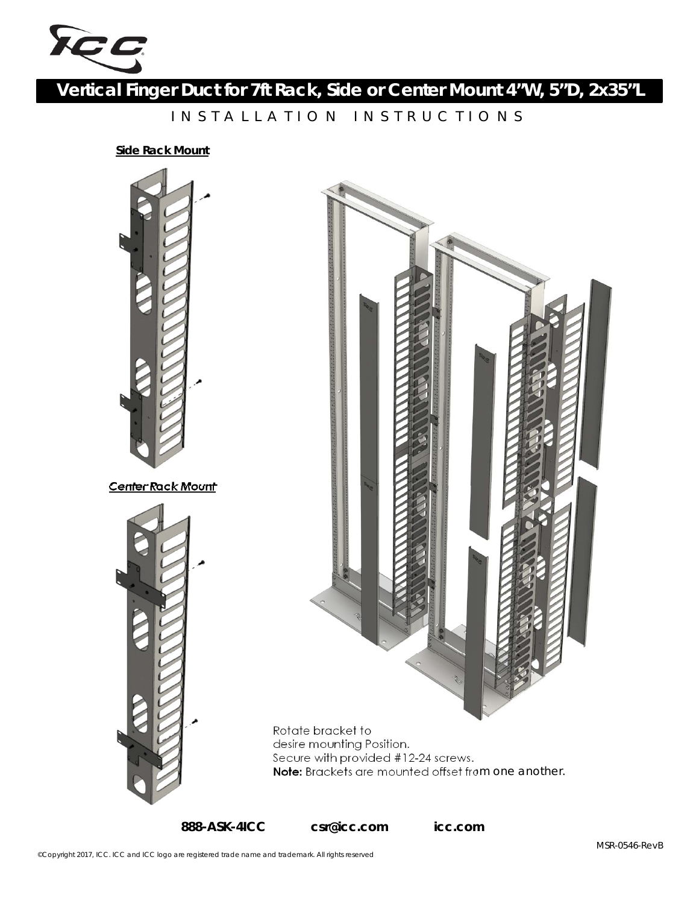# Vertical Finger Duct for 7ft Rack, Side or Center Mount 4"W, 5"D, 2x35"L

INSTALLATION INSTRUCTIONS

**Side Rack Mount**

**Center Rack Mount**

Rotate bracket to
desire mounting Position.
Secure with provided #12-24 screws.
**Note:** Brackets are mounted offset from one another.

**888-ASK-4ICC** **csr@icc.com** **icc.com**

MSR-0546-RevB

©Copyright 2017, ICC. ICC and ICC logo are registered trade name and trademark. All rights reserved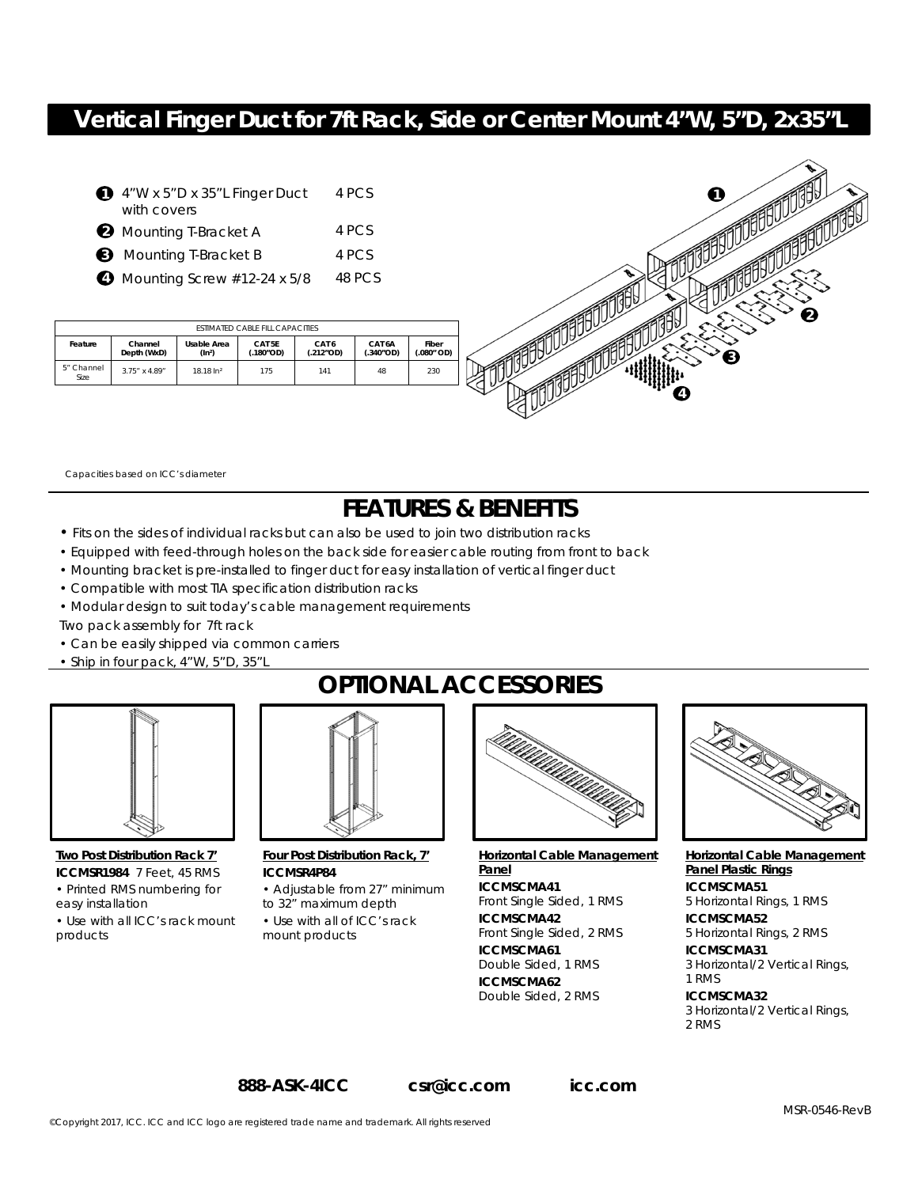# Vertical Finger Duct for 7ft Rack, Side or Center Mount 4"W, 5"D, 2x35"L

1. 4"W x 5"D x 35"L Finger Duct with covers — 4 PCS
2. Mounting T-Bracket A — 4 PCS
3. Mounting T-Bracket B — 4 PCS
4. Mounting Screw #12-24 x 5/8 — 48 PCS

| ESTIMATED CABLE FILL CAPACITIES | | | | | | |
|---|---|---|---|---|---|---|
| Feature | Channel Depth (WxD) | Usable Area (In²) | CAT5E (.180"OD) | CAT6 (.212"OD) | CAT6A (.340"OD) | Fiber (.080" OD) |
| 5" Channel Size | 3.75" x 4.89" | 18.18 In² | 175 | 141 | 48 | 230 |

Capacities based on ICC's diameter

## FEATURES & BENEFITS

- Fits on the sides of individual racks but can also be used to join two distribution racks
- Equipped with feed-through holes on the back side for easier cable routing from front to back
- Mounting bracket is pre-installed to finger duct for easy installation of vertical finger duct
- Compatible with most TIA specification distribution racks
- Modular design to suit today's cable management requirements

Two pack assembly for 7ft rack

- Can be easily shipped via common carriers
- Ship in four pack, 4"W, 5"D, 35"L

## OPTIONAL ACCESSORIES

**Two Post Distribution Rack 7'**
**ICCMSR1984** 7 Feet, 45 RMS
- Printed RMS numbering for easy installation
- Use with all ICC's rack mount products

**Four Post Distribution Rack, 7'**
**ICCMSR4P84**
- Adjustable from 27" minimum to 32" maximum depth
- Use with all of ICC's rack mount products

**Horizontal Cable Management Panel**
**ICCMSCMA41**
Front Single Sided, 1 RMS
**ICCMSCMA42**
Front Single Sided, 2 RMS
**ICCMSCMA61**
Double Sided, 1 RMS
**ICCMSCMA62**
Double Sided, 2 RMS

**Horizontal Cable Management Panel Plastic Rings**
**ICCMSCMA51**
5 Horizontal Rings, 1 RMS
**ICCMSCMA52**
5 Horizontal Rings, 2 RMS
**ICCMSCMA31**
3 Horizontal/2 Vertical Rings, 1 RMS
**ICCMSCMA32**
3 Horizontal/2 Vertical Rings, 2 RMS

**888-ASK-4ICC** **csr@icc.com** **icc.com**

MSR-0546-RevB

©Copyright 2017, ICC. ICC and ICC logo are registered trade name and trademark. All rights reserved